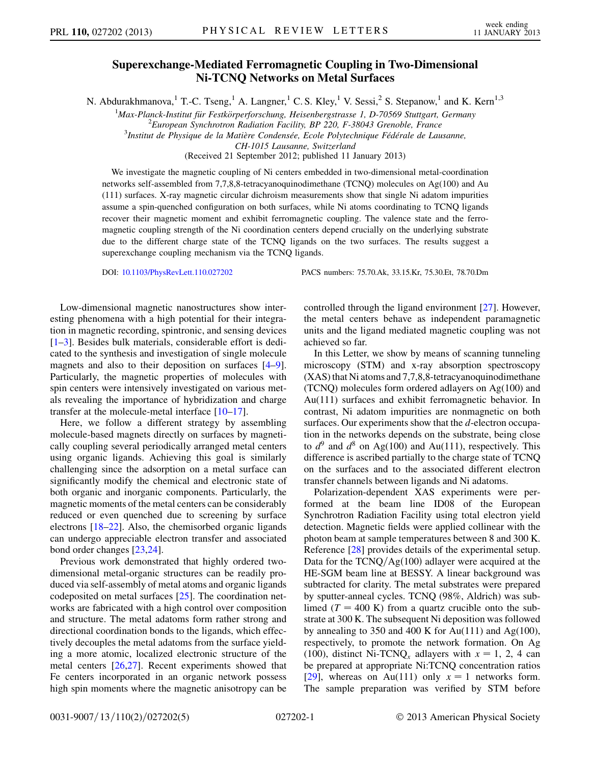# Superexchange-Mediated Ferromagnetic Coupling in Two-Dimensional Ni-TCNQ Networks on Metal Surfaces

N. Abdurakhmanova,[1] T.-C. Tseng,[1] A. Langner,[1] C. S. Kley,[1] V. Sessi,[2] S. Stepanow,[1] and K. Kern[1,3]

[1]*Max-Planck-Institut für Festkörperforschung, Heisenbergstrasse 1, D-70569 Stuttgart, Germany*
[2]*European Synchrotron Radiation Facility, BP 220, F-38043 Grenoble, France*
[3]*Institut de Physique de la Matière Condensée, Ecole Polytechnique Fédérale de Lausanne, CH-1015 Lausanne, Switzerland*

(Received 21 September 2012; published 11 January 2013)

We investigate the magnetic coupling of Ni centers embedded in two-dimensional metal-coordination networks self-assembled from 7,7,8,8-tetracyanoquinodimethane (TCNQ) molecules on Ag(100) and Au (111) surfaces. X-ray magnetic circular dichroism measurements show that single Ni adatom impurities assume a spin-quenched configuration on both surfaces, while Ni atoms coordinating to TCNQ ligands recover their magnetic moment and exhibit ferromagnetic coupling. The valence state and the ferromagnetic coupling strength of the Ni coordination centers depend crucially on the underlying substrate due to the different charge state of the TCNQ ligands on the two surfaces. The results suggest a superexchange coupling mechanism via the TCNQ ligands.

DOI: 10.1103/PhysRevLett.110.027202 PACS numbers: 75.70.Ak, 33.15.Kr, 75.30.Et, 78.70.Dm

Low-dimensional magnetic nanostructures show interesting phenomena with a high potential for their integration in magnetic recording, spintronic, and sensing devices [1–3]. Besides bulk materials, considerable effort is dedicated to the synthesis and investigation of single molecule magnets and also to their deposition on surfaces [4–9]. Particularly, the magnetic properties of molecules with spin centers were intensively investigated on various metals revealing the importance of hybridization and charge transfer at the molecule-metal interface [10–17].

Here, we follow a different strategy by assembling molecule-based magnets directly on surfaces by magnetically coupling several periodically arranged metal centers using organic ligands. Achieving this goal is similarly challenging since the adsorption on a metal surface can significantly modify the chemical and electronic state of both organic and inorganic components. Particularly, the magnetic moments of the metal centers can be considerably reduced or even quenched due to screening by surface electrons [18–22]. Also, the chemisorbed organic ligands can undergo appreciable electron transfer and associated bond order changes [23,24].

Previous work demonstrated that highly ordered two-dimensional metal-organic structures can be readily produced via self-assembly of metal atoms and organic ligands codeposited on metal surfaces [25]. The coordination networks are fabricated with a high control over composition and structure. The metal adatoms form rather strong and directional coordination bonds to the ligands, which effectively decouples the metal adatoms from the surface yielding a more atomic, localized electronic structure of the metal centers [26,27]. Recent experiments showed that Fe centers incorporated in an organic network possess high spin moments where the magnetic anisotropy can be controlled through the ligand environment [27]. However, the metal centers behave as independent paramagnetic units and the ligand mediated magnetic coupling was not achieved so far.

In this Letter, we show by means of scanning tunneling microscopy (STM) and x-ray absorption spectroscopy (XAS) that Ni atoms and 7,7,8,8-tetracyanoquinodimethane (TCNQ) molecules form ordered adlayers on Ag(100) and Au(111) surfaces and exhibit ferromagnetic behavior. In contrast, Ni adatom impurities are nonmagnetic on both surfaces. Our experiments show that the $d$-electron occupation in the networks depends on the substrate, being close to $d^9$ and $d^8$ on Ag(100) and Au(111), respectively. This difference is ascribed partially to the charge state of TCNQ on the surfaces and to the associated different electron transfer channels between ligands and Ni adatoms.

Polarization-dependent XAS experiments were performed at the beam line ID08 of the European Synchrotron Radiation Facility using total electron yield detection. Magnetic fields were applied collinear with the photon beam at sample temperatures between 8 and 300 K. Reference [28] provides details of the experimental setup. Data for the TCNQ/Ag(100) adlayer were acquired at the HE-SGM beam line at BESSY. A linear background was subtracted for clarity. The metal substrates were prepared by sputter-anneal cycles. TCNQ (98%, Aldrich) was sublimed ($T = 400$ K) from a quartz crucible onto the substrate at 300 K. The subsequent Ni deposition was followed by annealing to 350 and 400 K for Au(111) and Ag(100), respectively, to promote the network formation. On Ag (100), distinct Ni-TCNQ$_x$ adlayers with $x = 1$, 2, 4 can be prepared at appropriate Ni:TCNQ concentration ratios [29], whereas on Au(111) only $x = 1$ networks form. The sample preparation was verified by STM before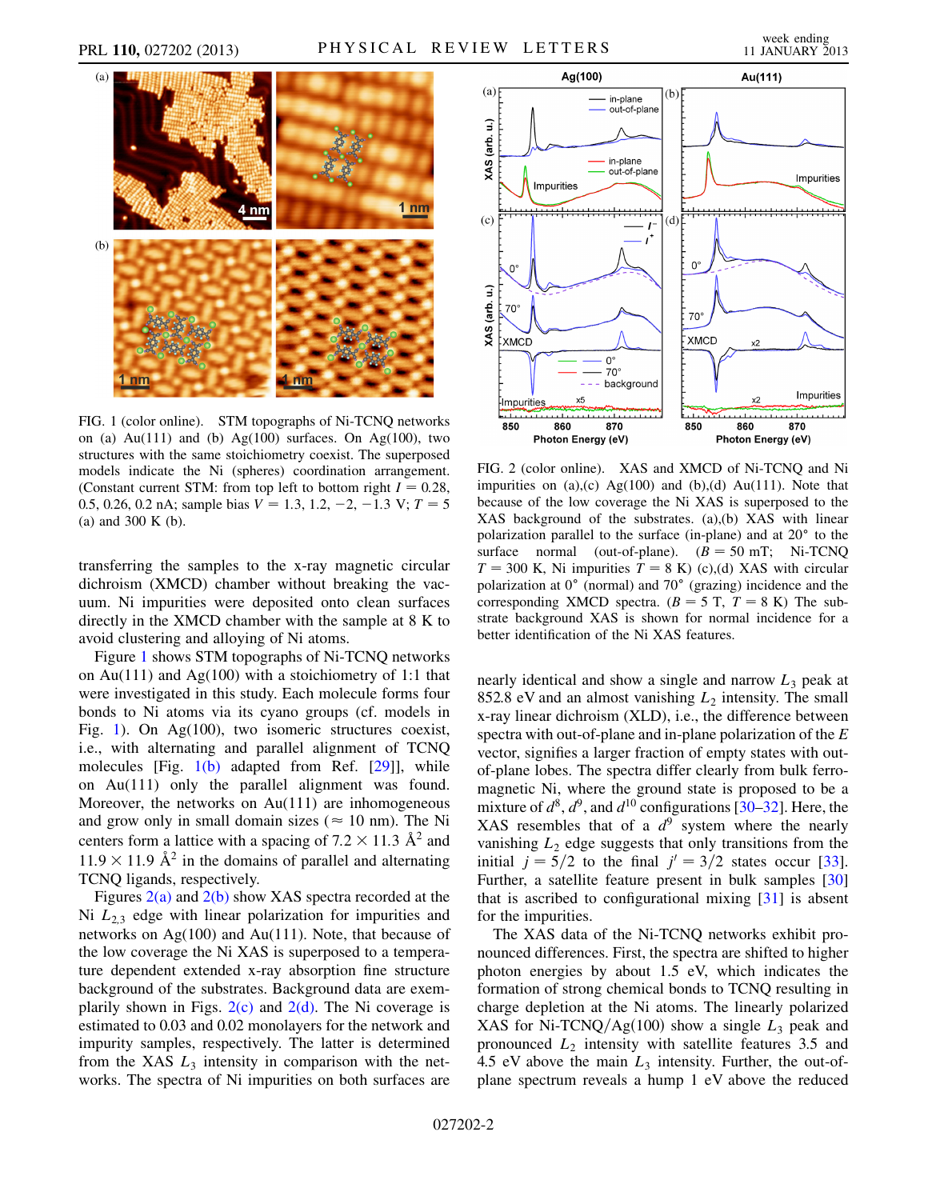FIG. 1 (color online). STM topographs of Ni-TCNQ networks on (a) Au(111) and (b) Ag(100) surfaces. On Ag(100), two structures with the same stoichiometry coexist. The superposed models indicate the Ni (spheres) coordination arrangement. (Constant current STM: from top left to bottom right $I = 0.28$, 0.5, 0.26, 0.2 nA; sample bias $V = 1.3, 1.2, -2, -1.3$ V; $T = 5$ (a) and 300 K (b).

FIG. 2 (color online). XAS and XMCD of Ni-TCNQ and Ni impurities on (a),(c) Ag(100) and (b),(d) Au(111). Note that because of the low coverage the Ni XAS is superposed to the XAS background of the substrates. (a),(b) XAS with linear polarization parallel to the surface (in-plane) and at 20° to the surface normal (out-of-plane). ($B = 50$ mT; Ni-TCNQ $T = 300$ K, Ni impurities $T = 8$ K) (c),(d) XAS with circular polarization at 0° (normal) and 70° (grazing) incidence and the corresponding XMCD spectra. ($B = 5$ T, $T = 8$ K) The substrate background XAS is shown for normal incidence for a better identification of the Ni XAS features.

transferring the samples to the x-ray magnetic circular dichroism (XMCD) chamber without breaking the vacuum. Ni impurities were deposited onto clean surfaces directly in the XMCD chamber with the sample at 8 K to avoid clustering and alloying of Ni atoms.

Figure 1 shows STM topographs of Ni-TCNQ networks on Au(111) and Ag(100) with a stoichiometry of 1:1 that were investigated in this study. Each molecule forms four bonds to Ni atoms via its cyano groups (cf. models in Fig. 1). On Ag(100), two isomeric structures coexist, i.e., with alternating and parallel alignment of TCNQ molecules [Fig. 1(b) adapted from Ref. [29]], while on Au(111) only the parallel alignment was found. Moreover, the networks on Au(111) are inhomogeneous and grow only in small domain sizes ($\approx 10$ nm). The Ni centers form a lattice with a spacing of $7.2 \times 11.3$ Å$^2$ and $11.9 \times 11.9$ Å$^2$ in the domains of parallel and alternating TCNQ ligands, respectively.

Figures 2(a) and 2(b) show XAS spectra recorded at the Ni $L_{2,3}$ edge with linear polarization for impurities and networks on Ag(100) and Au(111). Note, that because of the low coverage the Ni XAS is superposed to a temperature dependent extended x-ray absorption fine structure background of the substrates. Background data are exemplarily shown in Figs. 2(c) and 2(d). The Ni coverage is estimated to 0.03 and 0.02 monolayers for the network and impurity samples, respectively. The latter is determined from the XAS $L_3$ intensity in comparison with the networks. The spectra of Ni impurities on both surfaces are nearly identical and show a single and narrow $L_3$ peak at 852.8 eV and an almost vanishing $L_2$ intensity. The small x-ray linear dichroism (XLD), i.e., the difference between spectra with out-of-plane and in-plane polarization of the $E$ vector, signifies a larger fraction of empty states with out-of-plane lobes. The spectra differ clearly from bulk ferromagnetic Ni, where the ground state is proposed to be a mixture of $d^8$, $d^9$, and $d^{10}$ configurations [30–32]. Here, the XAS resembles that of a $d^9$ system where the nearly vanishing $L_2$ edge suggests that only transitions from the initial $j = 5/2$ to the final $j' = 3/2$ states occur [33]. Further, a satellite feature present in bulk samples [30] that is ascribed to configurational mixing [31] is absent for the impurities.

The XAS data of the Ni-TCNQ networks exhibit pronounced differences. First, the spectra are shifted to higher photon energies by about 1.5 eV, which indicates the formation of strong chemical bonds to TCNQ resulting in charge depletion at the Ni atoms. The linearly polarized XAS for Ni-TCNQ/Ag(100) show a single $L_3$ peak and pronounced $L_2$ intensity with satellite features 3.5 and 4.5 eV above the main $L_3$ intensity. Further, the out-of-plane spectrum reveals a hump 1 eV above the reduced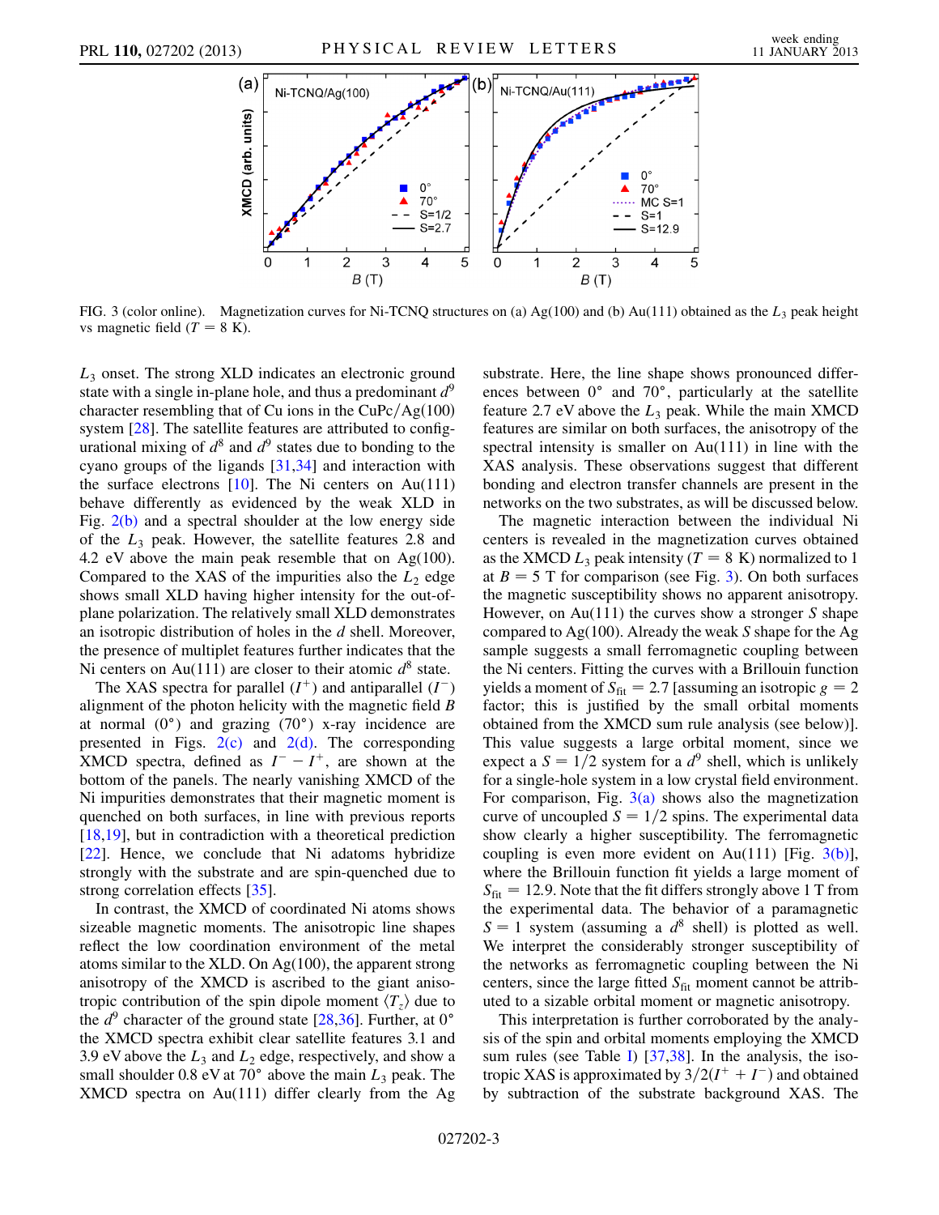FIG. 3 (color online). Magnetization curves for Ni-TCNQ structures on (a) Ag(100) and (b) Au(111) obtained as the $L_3$ peak height vs magnetic field ($T = 8$ K).

$L_3$ onset. The strong XLD indicates an electronic ground state with a single in-plane hole, and thus a predominant $d^9$ character resembling that of Cu ions in the CuPc/Ag(100) system [28]. The satellite features are attributed to configurational mixing of $d^8$ and $d^9$ states due to bonding to the cyano groups of the ligands [31,34] and interaction with the surface electrons [10]. The Ni centers on Au(111) behave differently as evidenced by the weak XLD in Fig. 2(b) and a spectral shoulder at the low energy side of the $L_3$ peak. However, the satellite features 2.8 and 4.2 eV above the main peak resemble that on Ag(100). Compared to the XAS of the impurities also the $L_2$ edge shows small XLD having higher intensity for the out-of-plane polarization. The relatively small XLD demonstrates an isotropic distribution of holes in the $d$ shell. Moreover, the presence of multiplet features further indicates that the Ni centers on Au(111) are closer to their atomic $d^8$ state.

The XAS spectra for parallel ($I^+$) and antiparallel ($I^-$) alignment of the photon helicity with the magnetic field $B$ at normal (0°) and grazing (70°) x-ray incidence are presented in Figs. 2(c) and 2(d). The corresponding XMCD spectra, defined as $I^- - I^+$, are shown at the bottom of the panels. The nearly vanishing XMCD of the Ni impurities demonstrates that their magnetic moment is quenched on both surfaces, in line with previous reports [18,19], but in contradiction with a theoretical prediction [22]. Hence, we conclude that Ni adatoms hybridize strongly with the substrate and are spin-quenched due to strong correlation effects [35].

In contrast, the XMCD of coordinated Ni atoms shows sizeable magnetic moments. The anisotropic line shapes reflect the low coordination environment of the metal atoms similar to the XLD. On Ag(100), the apparent strong anisotropy of the XMCD is ascribed to the giant anisotropic contribution of the spin dipole moment $\langle T_z \rangle$ due to the $d^9$ character of the ground state [28,36]. Further, at 0° the XMCD spectra exhibit clear satellite features 3.1 and 3.9 eV above the $L_3$ and $L_2$ edge, respectively, and show a small shoulder 0.8 eV at 70° above the main $L_3$ peak. The XMCD spectra on Au(111) differ clearly from the Ag substrate. Here, the line shape shows pronounced differences between 0° and 70°, particularly at the satellite feature 2.7 eV above the $L_3$ peak. While the main XMCD features are similar on both surfaces, the anisotropy of the spectral intensity is smaller on Au(111) in line with the XAS analysis. These observations suggest that different bonding and electron transfer channels are present in the networks on the two substrates, as will be discussed below.

The magnetic interaction between the individual Ni centers is revealed in the magnetization curves obtained as the XMCD $L_3$ peak intensity ($T = 8$ K) normalized to 1 at $B = 5$ T for comparison (see Fig. 3). On both surfaces the magnetic susceptibility shows no apparent anisotropy. However, on Au(111) the curves show a stronger $S$ shape compared to Ag(100). Already the weak $S$ shape for the Ag sample suggests a small ferromagnetic coupling between the Ni centers. Fitting the curves with a Brillouin function yields a moment of $S_{\text{fit}} = 2.7$ [assuming an isotropic $g = 2$ factor; this is justified by the small orbital moments obtained from the XMCD sum rule analysis (see below)]. This value suggests a large orbital moment, since we expect a $S = 1/2$ system for a $d^9$ shell, which is unlikely for a single-hole system in a low crystal field environment. For comparison, Fig. 3(a) shows also the magnetization curve of uncoupled $S = 1/2$ spins. The experimental data show clearly a higher susceptibility. The ferromagnetic coupling is even more evident on Au(111) [Fig. 3(b)], where the Brillouin function fit yields a large moment of $S_{\text{fit}} = 12.9$. Note that the fit differs strongly above 1 T from the experimental data. The behavior of a paramagnetic $S = 1$ system (assuming a $d^8$ shell) is plotted as well. We interpret the considerably stronger susceptibility of the networks as ferromagnetic coupling between the Ni centers, since the large fitted $S_{\text{fit}}$ moment cannot be attributed to a sizable orbital moment or magnetic anisotropy.

This interpretation is further corroborated by the analysis of the spin and orbital moments employing the XMCD sum rules (see Table I) [37,38]. In the analysis, the isotropic XAS is approximated by $3/2(I^+ + I^-)$ and obtained by subtraction of the substrate background XAS. The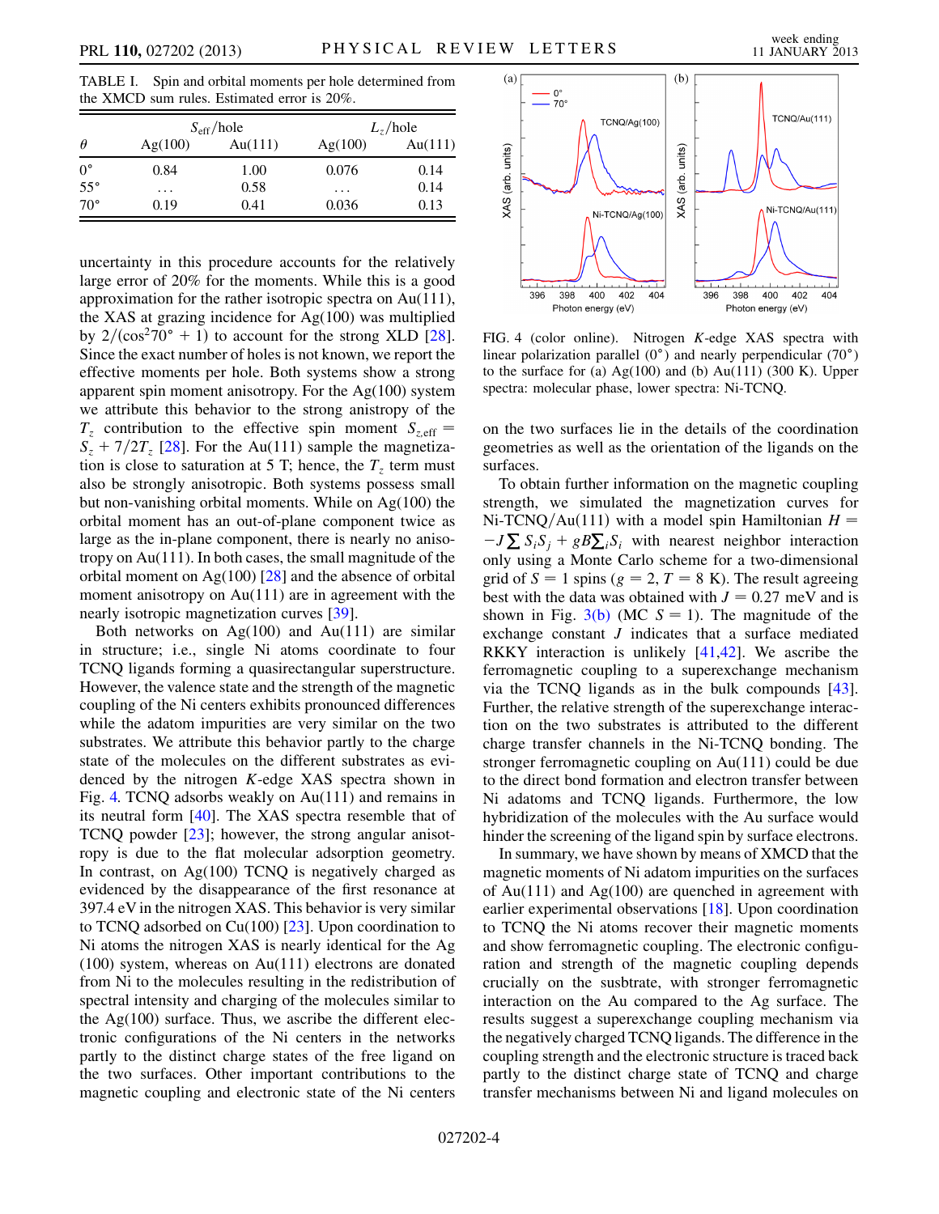TABLE I. Spin and orbital moments per hole determined from the XMCD sum rules. Estimated error is 20%.

| $\theta$ | $S_{\text{eff}}$/hole | | $L_z$/hole | |
|---|---|---|---|---|
| | Ag(100) | Au(111) | Ag(100) | Au(111) |
| 0° | 0.84 | 1.00 | 0.076 | 0.14 |
| 55° | ... | 0.58 | ... | 0.14 |
| 70° | 0.19 | 0.41 | 0.036 | 0.13 |

uncertainty in this procedure accounts for the relatively large error of 20% for the moments. While this is a good approximation for the rather isotropic spectra on Au(111), the XAS at grazing incidence for Ag(100) was multiplied by $2/(\cos^2 70° + 1)$ to account for the strong XLD [28]. Since the exact number of holes is not known, we report the effective moments per hole. Both systems show a strong apparent spin moment anisotropy. For the Ag(100) system we attribute this behavior to the strong anistropy of the $T_z$ contribution to the effective spin moment $S_{z,\text{eff}} = S_z + 7/2T_z$ [28]. For the Au(111) sample the magnetization is close to saturation at 5 T; hence, the $T_z$ term must also be strongly anisotropic. Both systems possess small but non-vanishing orbital moments. While on Ag(100) the orbital moment has an out-of-plane component twice as large as the in-plane component, there is nearly no anisotropy on Au(111). In both cases, the small magnitude of the orbital moment on Ag(100) [28] and the absence of orbital moment anisotropy on Au(111) are in agreement with the nearly isotropic magnetization curves [39].

Both networks on Ag(100) and Au(111) are similar in structure; i.e., single Ni atoms coordinate to four TCNQ ligands forming a quasirectangular superstructure. However, the valence state and the strength of the magnetic coupling of the Ni centers exhibits pronounced differences while the adatom impurities are very similar on the two substrates. We attribute this behavior partly to the charge state of the molecules on the different substrates as evidenced by the nitrogen $K$-edge XAS spectra shown in Fig. 4. TCNQ adsorbs weakly on Au(111) and remains in its neutral form [40]. The XAS spectra resemble that of TCNQ powder [23]; however, the strong angular anisotropy is due to the flat molecular adsorption geometry. In contrast, on Ag(100) TCNQ is negatively charged as evidenced by the disappearance of the first resonance at 397.4 eV in the nitrogen XAS. This behavior is very similar to TCNQ adsorbed on Cu(100) [23]. Upon coordination to Ni atoms the nitrogen XAS is nearly identical for the Ag (100) system, whereas on Au(111) electrons are donated from Ni to the molecules resulting in the redistribution of spectral intensity and charging of the molecules similar to the Ag(100) surface. Thus, we ascribe the different electronic configurations of the Ni centers in the networks partly to the distinct charge states of the free ligand on the two surfaces. Other important contributions to the magnetic coupling and electronic state of the Ni centers on the two surfaces lie in the details of the coordination geometries as well as the orientation of the ligands on the surfaces.

FIG. 4 (color online). Nitrogen $K$-edge XAS spectra with linear polarization parallel (0°) and nearly perpendicular (70°) to the surface for (a) Ag(100) and (b) Au(111) (300 K). Upper spectra: molecular phase, lower spectra: Ni-TCNQ.

To obtain further information on the magnetic coupling strength, we simulated the magnetization curves for Ni-TCNQ/Au(111) with a model spin Hamiltonian $H = -J\sum S_i S_j + gB\sum_i S_i$ with nearest neighbor interaction only using a Monte Carlo scheme for a two-dimensional grid of $S = 1$ spins ($g = 2$, $T = 8$ K). The result agreeing best with the data was obtained with $J = 0.27$ meV and is shown in Fig. 3(b) (MC $S = 1$). The magnitude of the exchange constant $J$ indicates that a surface mediated RKKY interaction is unlikely [41,42]. We ascribe the ferromagnetic coupling to a superexchange mechanism via the TCNQ ligands as in the bulk compounds [43]. Further, the relative strength of the superexchange interaction on the two substrates is attributed to the different charge transfer channels in the Ni-TCNQ bonding. The stronger ferromagnetic coupling on Au(111) could be due to the direct bond formation and electron transfer between Ni adatoms and TCNQ ligands. Furthermore, the low hybridization of the molecules with the Au surface would hinder the screening of the ligand spin by surface electrons.

In summary, we have shown by means of XMCD that the magnetic moments of Ni adatom impurities on the surfaces of Au(111) and Ag(100) are quenched in agreement with earlier experimental observations [18]. Upon coordination to TCNQ the Ni atoms recover their magnetic moments and show ferromagnetic coupling. The electronic configuration and strength of the magnetic coupling depends crucially on the susbtrate, with stronger ferromagnetic interaction on the Au compared to the Ag surface. The results suggest a superexchange coupling mechanism via the negatively charged TCNQ ligands. The difference in the coupling strength and the electronic structure is traced back partly to the distinct charge state of TCNQ and charge transfer mechanisms between Ni and ligand molecules on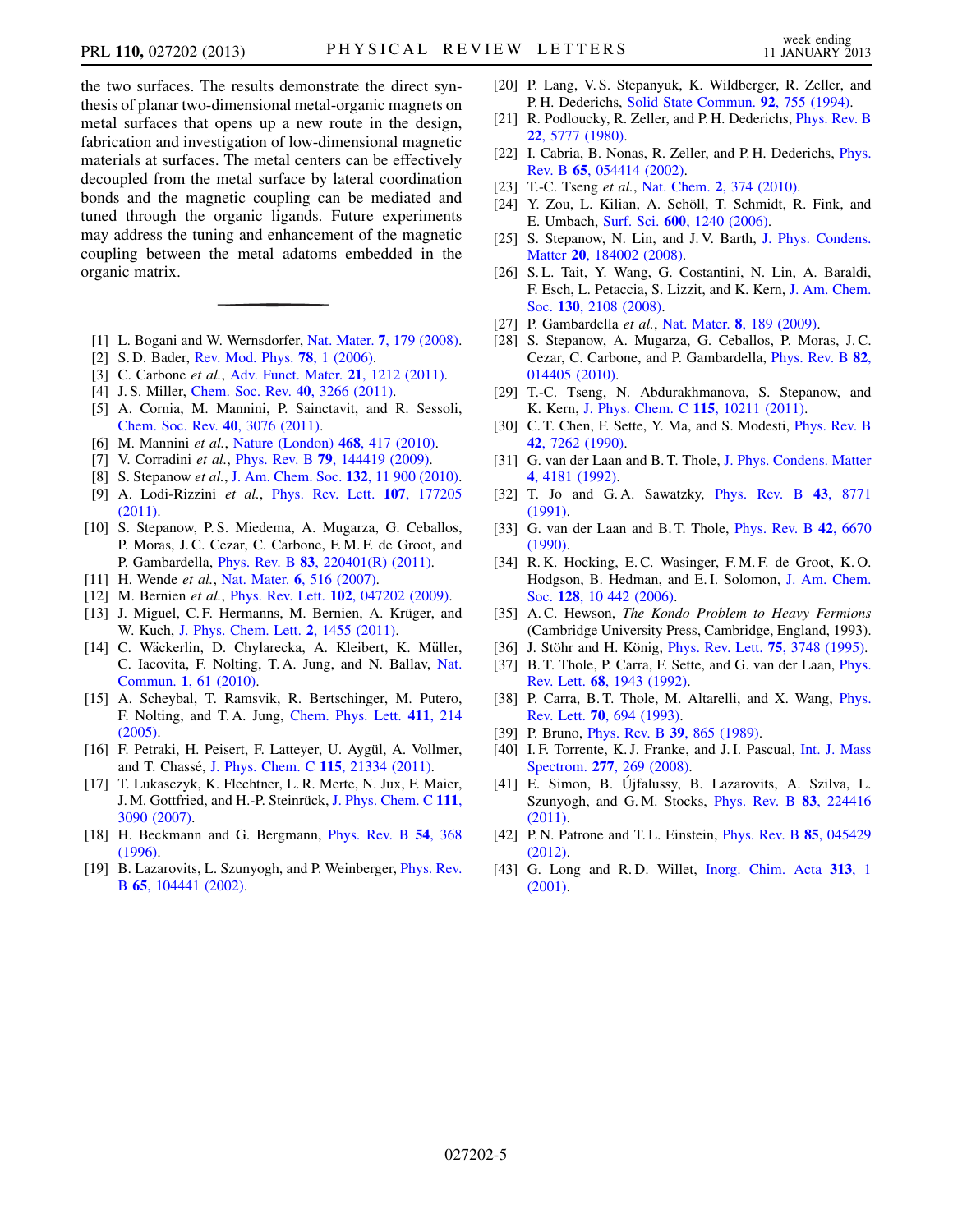the two surfaces. The results demonstrate the direct synthesis of planar two-dimensional metal-organic magnets on metal surfaces that opens up a new route in the design, fabrication and investigation of low-dimensional magnetic materials at surfaces. The metal centers can be effectively decoupled from the metal surface by lateral coordination bonds and the magnetic coupling can be mediated and tuned through the organic ligands. Future experiments may address the tuning and enhancement of the magnetic coupling between the metal adatoms embedded in the organic matrix.

---

[1] L. Bogani and W. Wernsdorfer, Nat. Mater. **7**, 179 (2008).
[2] S. D. Bader, Rev. Mod. Phys. **78**, 1 (2006).
[3] C. Carbone *et al.*, Adv. Funct. Mater. **21**, 1212 (2011).
[4] J. S. Miller, Chem. Soc. Rev. **40**, 3266 (2011).
[5] A. Cornia, M. Mannini, P. Sainctavit, and R. Sessoli, Chem. Soc. Rev. **40**, 3076 (2011).
[6] M. Mannini *et al.*, Nature (London) **468**, 417 (2010).
[7] V. Corradini *et al.*, Phys. Rev. B **79**, 144419 (2009).
[8] S. Stepanow *et al.*, J. Am. Chem. Soc. **132**, 11 900 (2010).
[9] A. Lodi-Rizzini *et al.*, Phys. Rev. Lett. **107**, 177205 (2011).
[10] S. Stepanow, P. S. Miedema, A. Mugarza, G. Ceballos, P. Moras, J. C. Cezar, C. Carbone, F. M. F. de Groot, and P. Gambardella, Phys. Rev. B **83**, 220401(R) (2011).
[11] H. Wende *et al.*, Nat. Mater. **6**, 516 (2007).
[12] M. Bernien *et al.*, Phys. Rev. Lett. **102**, 047202 (2009).
[13] J. Miguel, C. F. Hermanns, M. Bernien, A. Krüger, and W. Kuch, J. Phys. Chem. Lett. **2**, 1455 (2011).
[14] C. Wäckerlin, D. Chylarecka, A. Kleibert, K. Müller, C. Iacovita, F. Nolting, T. A. Jung, and N. Ballav, Nat. Commun. **1**, 61 (2010).
[15] A. Scheybal, T. Ramsvik, R. Bertschinger, M. Putero, F. Nolting, and T. A. Jung, Chem. Phys. Lett. **411**, 214 (2005).
[16] F. Petraki, H. Peisert, F. Latteyer, U. Aygül, A. Vollmer, and T. Chassé, J. Phys. Chem. C **115**, 21334 (2011).
[17] T. Lukasczyk, K. Flechtner, L. R. Merte, N. Jux, F. Maier, J. M. Gottfried, and H.-P. Steinrück, J. Phys. Chem. C **111**, 3090 (2007).
[18] H. Beckmann and G. Bergmann, Phys. Rev. B **54**, 368 (1996).
[19] B. Lazarovits, L. Szunyogh, and P. Weinberger, Phys. Rev. B **65**, 104441 (2002).
[20] P. Lang, V. S. Stepanyuk, K. Wildberger, R. Zeller, and P. H. Dederichs, Solid State Commun. **92**, 755 (1994).
[21] R. Podloucky, R. Zeller, and P. H. Dederichs, Phys. Rev. B **22**, 5777 (1980).
[22] I. Cabria, B. Nonas, R. Zeller, and P. H. Dederichs, Phys. Rev. B **65**, 054414 (2002).
[23] T.-C. Tseng *et al.*, Nat. Chem. **2**, 374 (2010).
[24] Y. Zou, L. Kilian, A. Schöll, T. Schmidt, R. Fink, and E. Umbach, Surf. Sci. **600**, 1240 (2006).
[25] S. Stepanow, N. Lin, and J. V. Barth, J. Phys. Condens. Matter **20**, 184002 (2008).
[26] S. L. Tait, Y. Wang, G. Costantini, N. Lin, A. Baraldi, F. Esch, L. Petaccia, S. Lizzit, and K. Kern, J. Am. Chem. Soc. **130**, 2108 (2008).
[27] P. Gambardella *et al.*, Nat. Mater. **8**, 189 (2009).
[28] S. Stepanow, A. Mugarza, G. Ceballos, P. Moras, J. C. Cezar, C. Carbone, and P. Gambardella, Phys. Rev. B **82**, 014405 (2010).
[29] T.-C. Tseng, N. Abdurakhmanova, S. Stepanow, and K. Kern, J. Phys. Chem. C **115**, 10211 (2011).
[30] C. T. Chen, F. Sette, Y. Ma, and S. Modesti, Phys. Rev. B **42**, 7262 (1990).
[31] G. van der Laan and B. T. Thole, J. Phys. Condens. Matter **4**, 4181 (1992).
[32] T. Jo and G. A. Sawatzky, Phys. Rev. B **43**, 8771 (1991).
[33] G. van der Laan and B. T. Thole, Phys. Rev. B **42**, 6670 (1990).
[34] R. K. Hocking, E. C. Wasinger, F. M. F. de Groot, K. O. Hodgson, B. Hedman, and E. I. Solomon, J. Am. Chem. Soc. **128**, 10 442 (2006).
[35] A. C. Hewson, *The Kondo Problem to Heavy Fermions* (Cambridge University Press, Cambridge, England, 1993).
[36] J. Stöhr and H. König, Phys. Rev. Lett. **75**, 3748 (1995).
[37] B. T. Thole, P. Carra, F. Sette, and G. van der Laan, Phys. Rev. Lett. **68**, 1943 (1992).
[38] P. Carra, B. T. Thole, M. Altarelli, and X. Wang, Phys. Rev. Lett. **70**, 694 (1993).
[39] P. Bruno, Phys. Rev. B **39**, 865 (1989).
[40] I. F. Torrente, K. J. Franke, and J. I. Pascual, Int. J. Mass Spectrom. **277**, 269 (2008).
[41] E. Simon, B. Újfalussy, B. Lazarovits, A. Szilva, L. Szunyogh, and G. M. Stocks, Phys. Rev. B **83**, 224416 (2011).
[42] P. N. Patrone and T. L. Einstein, Phys. Rev. B **85**, 045429 (2012).
[43] G. Long and R. D. Willet, Inorg. Chim. Acta **313**, 1 (2001).